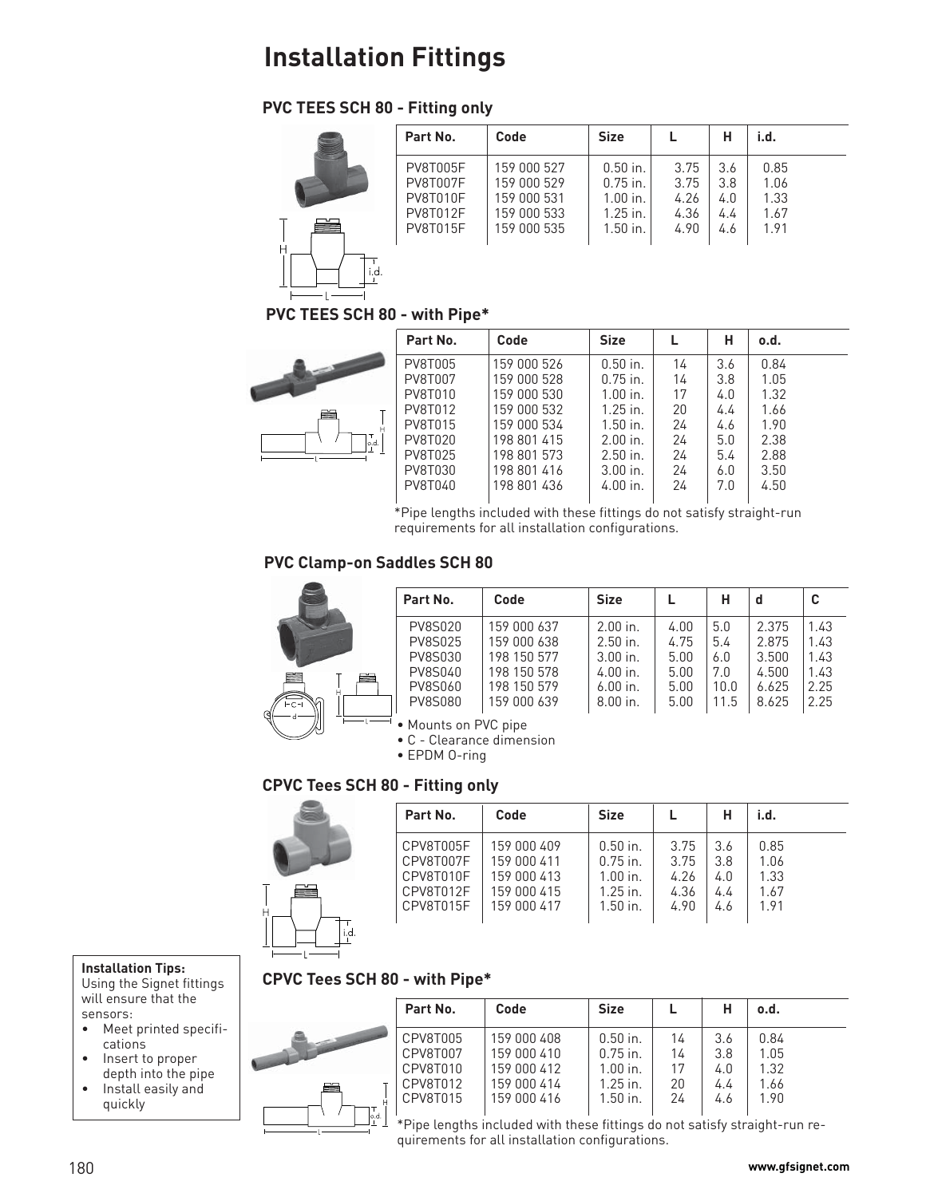# Installation Fittings

### PVC TEES SCH 80 - Fitting only

| Part No. | Code | Size | L | H | i.d. |
|---|---|---|---|---|---|
| PV8T005F | 159 000 527 | 0.50 in. | 3.75 | 3.6 | 0.85 |
| PV8T007F | 159 000 529 | 0.75 in. | 3.75 | 3.8 | 1.06 |
| PV8T010F | 159 000 531 | 1.00 in. | 4.26 | 4.0 | 1.33 |
| PV8T012F | 159 000 533 | 1.25 in. | 4.36 | 4.4 | 1.67 |
| PV8T015F | 159 000 535 | 1.50 in. | 4.90 | 4.6 | 1.91 |

### PVC TEES SCH 80 - with Pipe*

| Part No. | Code | Size | L | H | o.d. |
|---|---|---|---|---|---|
| PV8T005 | 159 000 526 | 0.50 in. | 14 | 3.6 | 0.84 |
| PV8T007 | 159 000 528 | 0.75 in. | 14 | 3.8 | 1.05 |
| PV8T010 | 159 000 530 | 1.00 in. | 17 | 4.0 | 1.32 |
| PV8T012 | 159 000 532 | 1.25 in. | 20 | 4.4 | 1.66 |
| PV8T015 | 159 000 534 | 1.50 in. | 24 | 4.6 | 1.90 |
| PV8T020 | 198 801 415 | 2.00 in. | 24 | 5.0 | 2.38 |
| PV8T025 | 198 801 573 | 2.50 in. | 24 | 5.4 | 2.88 |
| PV8T030 | 198 801 416 | 3.00 in. | 24 | 6.0 | 3.50 |
| PV8T040 | 198 801 436 | 4.00 in. | 24 | 7.0 | 4.50 |

*Pipe lengths included with these fittings do not satisfy straight-run requirements for all installation configurations.

### PVC Clamp-on Saddles SCH 80

| Part No. | Code | Size | L | H | d | C |
|---|---|---|---|---|---|---|
| PV8S020 | 159 000 637 | 2.00 in. | 4.00 | 5.0 | 2.375 | 1.43 |
| PV8S025 | 159 000 638 | 2.50 in. | 4.75 | 5.4 | 2.875 | 1.43 |
| PV8S030 | 198 150 577 | 3.00 in. | 5.00 | 6.0 | 3.500 | 1.43 |
| PV8S040 | 198 150 578 | 4.00 in. | 5.00 | 7.0 | 4.500 | 1.43 |
| PV8S060 | 198 150 579 | 6.00 in. | 5.00 | 10.0 | 6.625 | 2.25 |
| PV8S080 | 159 000 639 | 8.00 in. | 5.00 | 11.5 | 8.625 | 2.25 |

- Mounts on PVC pipe
- C - Clearance dimension
- EPDM O-ring

### CPVC Tees SCH 80 - Fitting only

| Part No. | Code | Size | L | H | i.d. |
|---|---|---|---|---|---|
| CPV8T005F | 159 000 409 | 0.50 in. | 3.75 | 3.6 | 0.85 |
| CPV8T007F | 159 000 411 | 0.75 in. | 3.75 | 3.8 | 1.06 |
| CPV8T010F | 159 000 413 | 1.00 in. | 4.26 | 4.0 | 1.33 |
| CPV8T012F | 159 000 415 | 1.25 in. | 4.36 | 4.4 | 1.67 |
| CPV8T015F | 159 000 417 | 1.50 in. | 4.90 | 4.6 | 1.91 |

**Installation Tips:**
Using the Signet fittings will ensure that the sensors:
- Meet printed specifications
- Insert to proper depth into the pipe
- Install easily and quickly

### CPVC Tees SCH 80 - with Pipe*

| Part No. | Code | Size | L | H | o.d. |
|---|---|---|---|---|---|
| CPV8T005 | 159 000 408 | 0.50 in. | 14 | 3.6 | 0.84 |
| CPV8T007 | 159 000 410 | 0.75 in. | 14 | 3.8 | 1.05 |
| CPV8T010 | 159 000 412 | 1.00 in. | 17 | 4.0 | 1.32 |
| CPV8T012 | 159 000 414 | 1.25 in. | 20 | 4.4 | 1.66 |
| CPV8T015 | 159 000 416 | 1.50 in. | 24 | 4.6 | 1.90 |

*Pipe lengths included with these fittings do not satisfy straight-run requirements for all installation configurations.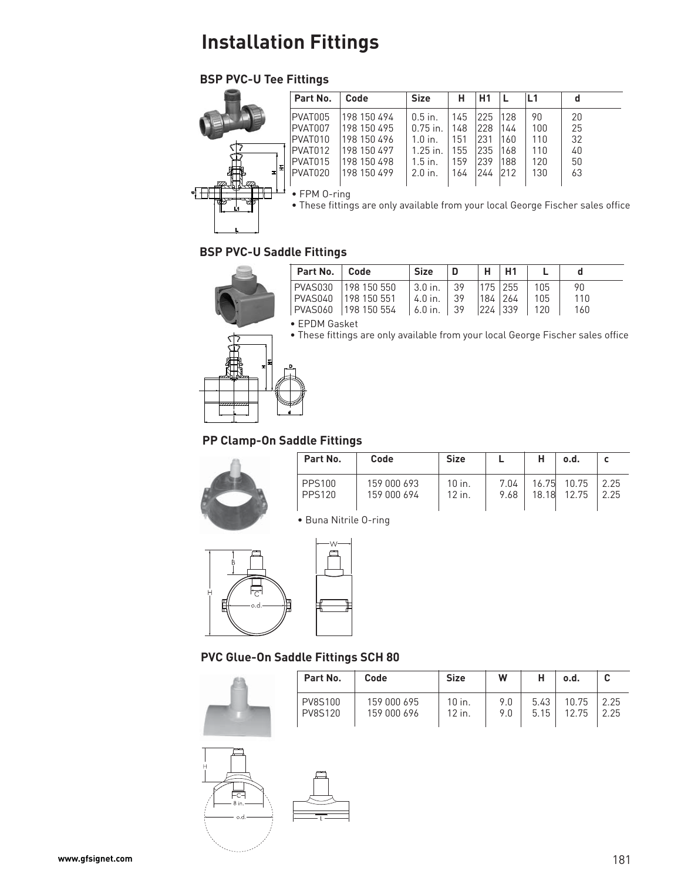# Installation Fittings

## BSP PVC-U Tee Fittings

| Part No. | Code | Size | H | H1 | L | L1 | d |
|---|---|---|---|---|---|---|---|
| PVAT005 | 198 150 494 | 0.5 in. | 145 | 225 | 128 | 90 | 20 |
| PVAT007 | 198 150 495 | 0.75 in. | 148 | 228 | 144 | 100 | 25 |
| PVAT010 | 198 150 496 | 1.0 in. | 151 | 231 | 160 | 110 | 32 |
| PVAT012 | 198 150 497 | 1.25 in. | 155 | 235 | 168 | 110 | 40 |
| PVAT015 | 198 150 498 | 1.5 in. | 159 | 239 | 188 | 120 | 50 |
| PVAT020 | 198 150 499 | 2.0 in. | 164 | 244 | 212 | 130 | 63 |

- FPM O-ring
- These fittings are only available from your local George Fischer sales office

## BSP PVC-U Saddle Fittings

| Part No. | Code | Size | D | H | H1 | L | d |
|---|---|---|---|---|---|---|---|
| PVAS030 | 198 150 550 | 3.0 in. | 39 | 175 | 255 | 105 | 90 |
| PVAS040 | 198 150 551 | 4.0 in. | 39 | 184 | 264 | 105 | 110 |
| PVAS060 | 198 150 554 | 6.0 in. | 39 | 224 | 339 | 120 | 160 |

- EPDM Gasket
- These fittings are only available from your local George Fischer sales office

## PP Clamp-On Saddle Fittings

| Part No. | Code | Size | L | H | o.d. | c |
|---|---|---|---|---|---|---|
| PPS100 | 159 000 693 | 10 in. | 7.04 | 16.75 | 10.75 | 2.25 |
| PPS120 | 159 000 694 | 12 in. | 9.68 | 18.18 | 12.75 | 2.25 |

- Buna Nitrile O-ring

## PVC Glue-On Saddle Fittings SCH 80

| Part No. | Code | Size | W | H | o.d. | C |
|---|---|---|---|---|---|---|
| PV8S100 | 159 000 695 | 10 in. | 9.0 | 5.43 | 10.75 | 2.25 |
| PV8S120 | 159 000 696 | 12 in. | 9.0 | 5.15 | 12.75 | 2.25 |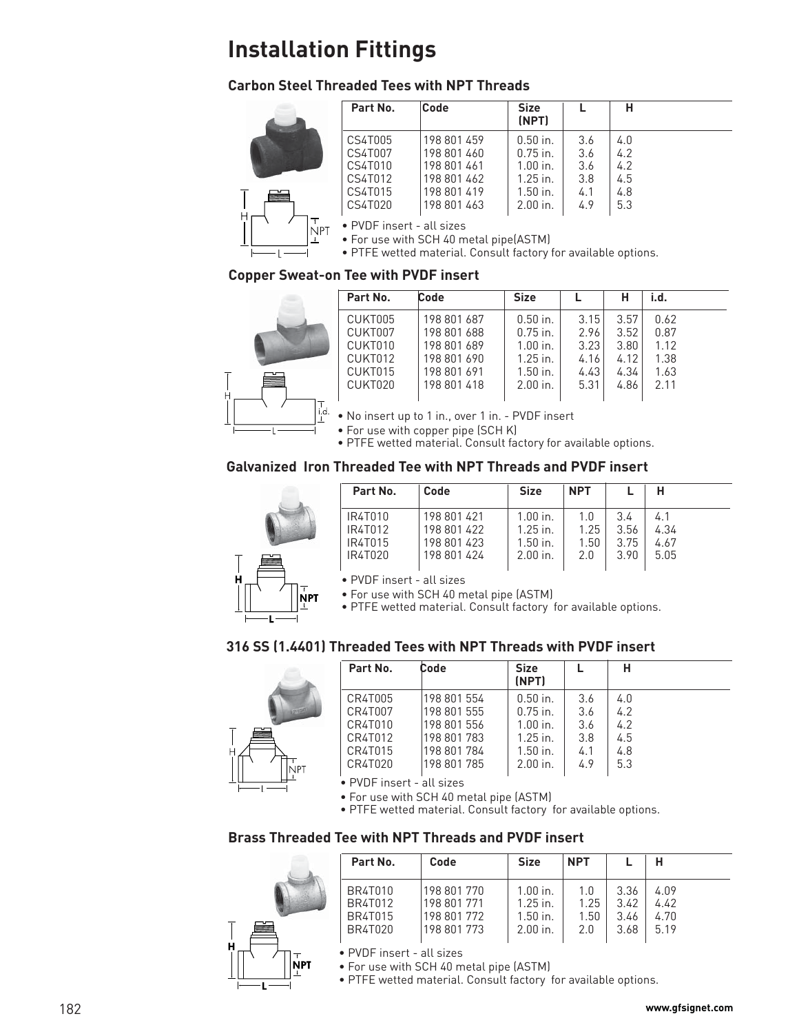# Installation Fittings

## Carbon Steel Threaded Tees with NPT Threads

| Part No. | Code | Size (NPT) | L | H |
|---|---|---|---|---|
| CS4T005 | 198 801 459 | 0.50 in. | 3.6 | 4.0 |
| CS4T007 | 198 801 460 | 0.75 in. | 3.6 | 4.2 |
| CS4T010 | 198 801 461 | 1.00 in. | 3.6 | 4.2 |
| CS4T012 | 198 801 462 | 1.25 in. | 3.8 | 4.5 |
| CS4T015 | 198 801 419 | 1.50 in. | 4.1 | 4.8 |
| CS4T020 | 198 801 463 | 2.00 in. | 4.9 | 5.3 |

- PVDF insert - all sizes
- For use with SCH 40 metal pipe(ASTM)
- PTFE wetted material. Consult factory for available options.

## Copper Sweat-on Tee with PVDF insert

| Part No. | Code | Size | L | H | i.d. |
|---|---|---|---|---|---|
| CUKT005 | 198 801 687 | 0.50 in. | 3.15 | 3.57 | 0.62 |
| CUKT007 | 198 801 688 | 0.75 in. | 2.96 | 3.52 | 0.87 |
| CUKT010 | 198 801 689 | 1.00 in. | 3.23 | 3.80 | 1.12 |
| CUKT012 | 198 801 690 | 1.25 in. | 4.16 | 4.12 | 1.38 |
| CUKT015 | 198 801 691 | 1.50 in. | 4.43 | 4.34 | 1.63 |
| CUKT020 | 198 801 418 | 2.00 in. | 5.31 | 4.86 | 2.11 |

- No insert up to 1 in., over 1 in. - PVDF insert
- For use with copper pipe (SCH K)
- PTFE wetted material. Consult factory for available options.

## Galvanized Iron Threaded Tee with NPT Threads and PVDF insert

| Part No. | Code | Size | NPT | L | H |
|---|---|---|---|---|---|
| IR4T010 | 198 801 421 | 1.00 in. | 1.0 | 3.4 | 4.1 |
| IR4T012 | 198 801 422 | 1.25 in. | 1.25 | 3.56 | 4.34 |
| IR4T015 | 198 801 423 | 1.50 in. | 1.50 | 3.75 | 4.67 |
| IR4T020 | 198 801 424 | 2.00 in. | 2.0 | 3.90 | 5.05 |

- PVDF insert - all sizes
- For use with SCH 40 metal pipe (ASTM)
- PTFE wetted material. Consult factory for available options.

## 316 SS (1.4401) Threaded Tees with NPT Threads with PVDF insert

| Part No. | Code | Size (NPT) | L | H |
|---|---|---|---|---|
| CR4T005 | 198 801 554 | 0.50 in. | 3.6 | 4.0 |
| CR4T007 | 198 801 555 | 0.75 in. | 3.6 | 4.2 |
| CR4T010 | 198 801 556 | 1.00 in. | 3.6 | 4.2 |
| CR4T012 | 198 801 783 | 1.25 in. | 3.8 | 4.5 |
| CR4T015 | 198 801 784 | 1.50 in. | 4.1 | 4.8 |
| CR4T020 | 198 801 785 | 2.00 in. | 4.9 | 5.3 |

- PVDF insert - all sizes
- For use with SCH 40 metal pipe (ASTM)
- PTFE wetted material. Consult factory for available options.

## Brass Threaded Tee with NPT Threads and PVDF insert

| Part No. | Code | Size | NPT | L | H |
|---|---|---|---|---|---|
| BR4T010 | 198 801 770 | 1.00 in. | 1.0 | 3.36 | 4.09 |
| BR4T012 | 198 801 771 | 1.25 in. | 1.25 | 3.42 | 4.42 |
| BR4T015 | 198 801 772 | 1.50 in. | 1.50 | 3.46 | 4.70 |
| BR4T020 | 198 801 773 | 2.00 in. | 2.0 | 3.68 | 5.19 |

- PVDF insert - all sizes
- For use with SCH 40 metal pipe (ASTM)
- PTFE wetted material. Consult factory for available options.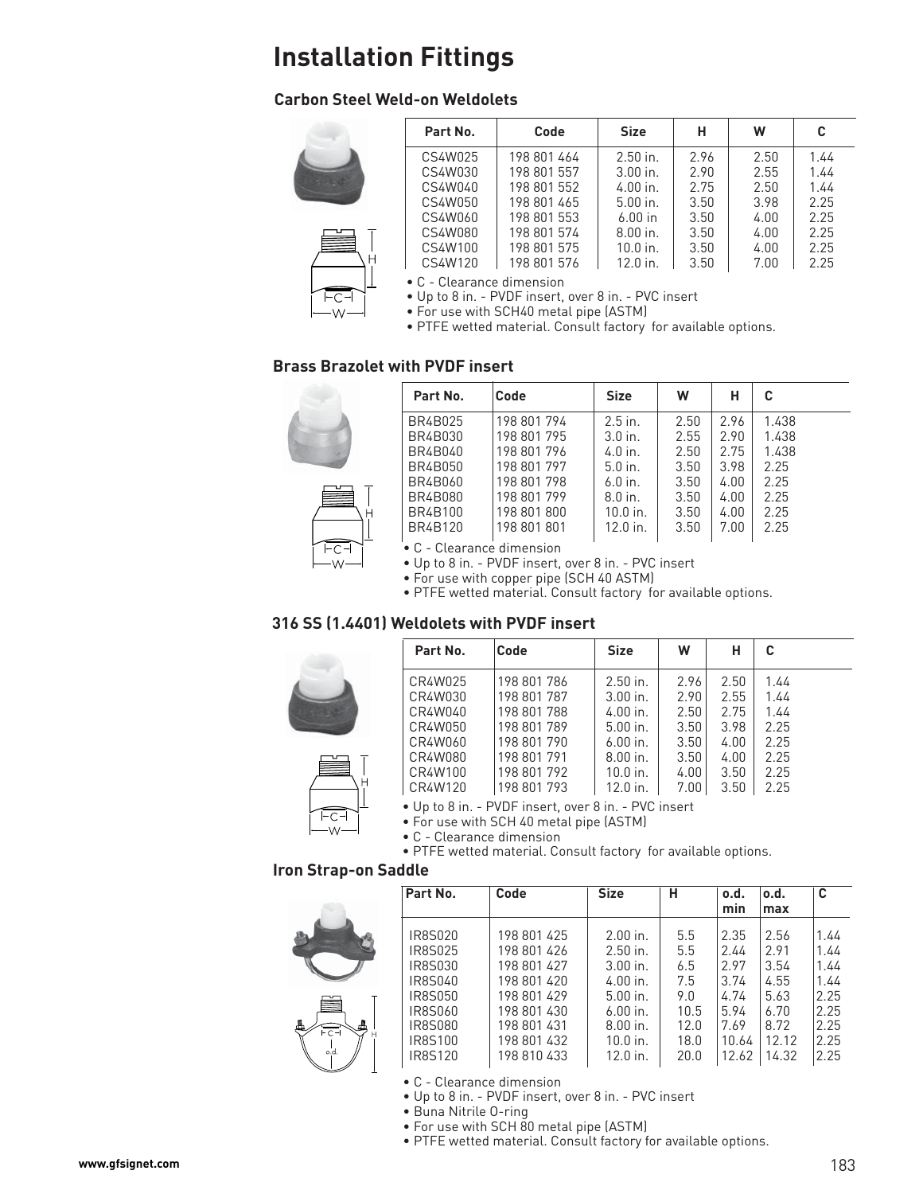# Installation Fittings

## Carbon Steel Weld-on Weldolets

| Part No. | Code | Size | H | W | C |
|---|---|---|---|---|---|
| CS4W025 | 198 801 464 | 2.50 in. | 2.96 | 2.50 | 1.44 |
| CS4W030 | 198 801 557 | 3.00 in. | 2.90 | 2.55 | 1.44 |
| CS4W040 | 198 801 552 | 4.00 in. | 2.75 | 2.50 | 1.44 |
| CS4W050 | 198 801 465 | 5.00 in. | 3.50 | 3.98 | 2.25 |
| CS4W060 | 198 801 553 | 6.00 in | 3.50 | 4.00 | 2.25 |
| CS4W080 | 198 801 574 | 8.00 in. | 3.50 | 4.00 | 2.25 |
| CS4W100 | 198 801 575 | 10.0 in. | 3.50 | 4.00 | 2.25 |
| CS4W120 | 198 801 576 | 12.0 in. | 3.50 | 7.00 | 2.25 |

- C - Clearance dimension
- Up to 8 in. - PVDF insert, over 8 in. - PVC insert
- For use with SCH40 metal pipe (ASTM)
- PTFE wetted material. Consult factory for available options.

## Brass Brazolet with PVDF insert

| Part No. | Code | Size | W | H | C |
|---|---|---|---|---|---|
| BR4B025 | 198 801 794 | 2.5 in. | 2.50 | 2.96 | 1.438 |
| BR4B030 | 198 801 795 | 3.0 in. | 2.55 | 2.90 | 1.438 |
| BR4B040 | 198 801 796 | 4.0 in. | 2.50 | 2.75 | 1.438 |
| BR4B050 | 198 801 797 | 5.0 in. | 3.50 | 3.98 | 2.25 |
| BR4B060 | 198 801 798 | 6.0 in. | 3.50 | 4.00 | 2.25 |
| BR4B080 | 198 801 799 | 8.0 in. | 3.50 | 4.00 | 2.25 |
| BR4B100 | 198 801 800 | 10.0 in. | 3.50 | 4.00 | 2.25 |
| BR4B120 | 198 801 801 | 12.0 in. | 3.50 | 7.00 | 2.25 |

- C - Clearance dimension
- Up to 8 in. - PVDF insert, over 8 in. - PVC insert
- For use with copper pipe (SCH 40 ASTM)
- PTFE wetted material. Consult factory for available options.

## 316 SS (1.4401) Weldolets with PVDF insert

| Part No. | Code | Size | W | H | C |
|---|---|---|---|---|---|
| CR4W025 | 198 801 786 | 2.50 in. | 2.96 | 2.50 | 1.44 |
| CR4W030 | 198 801 787 | 3.00 in. | 2.90 | 2.55 | 1.44 |
| CR4W040 | 198 801 788 | 4.00 in. | 2.50 | 2.75 | 1.44 |
| CR4W050 | 198 801 789 | 5.00 in. | 3.50 | 3.98 | 2.25 |
| CR4W060 | 198 801 790 | 6.00 in. | 3.50 | 4.00 | 2.25 |
| CR4W080 | 198 801 791 | 8.00 in. | 3.50 | 4.00 | 2.25 |
| CR4W100 | 198 801 792 | 10.0 in. | 4.00 | 3.50 | 2.25 |
| CR4W120 | 198 801 793 | 12.0 in. | 7.00 | 3.50 | 2.25 |

- Up to 8 in. - PVDF insert, over 8 in. - PVC insert
- For use with SCH 40 metal pipe (ASTM)
- C - Clearance dimension
- PTFE wetted material. Consult factory for available options.

## Iron Strap-on Saddle

| Part No. | Code | Size | H | o.d. min | o.d. max | C |
|---|---|---|---|---|---|---|
| IR8S020 | 198 801 425 | 2.00 in. | 5.5 | 2.35 | 2.56 | 1.44 |
| IR8S025 | 198 801 426 | 2.50 in. | 5.5 | 2.44 | 2.91 | 1.44 |
| IR8S030 | 198 801 427 | 3.00 in. | 6.5 | 2.97 | 3.54 | 1.44 |
| IR8S040 | 198 801 420 | 4.00 in. | 7.5 | 3.74 | 4.55 | 1.44 |
| IR8S050 | 198 801 429 | 5.00 in. | 9.0 | 4.74 | 5.63 | 2.25 |
| IR8S060 | 198 801 430 | 6.00 in. | 10.5 | 5.94 | 6.70 | 2.25 |
| IR8S080 | 198 801 431 | 8.00 in. | 12.0 | 7.69 | 8.72 | 2.25 |
| IR8S100 | 198 801 432 | 10.0 in. | 18.0 | 10.64 | 12.12 | 2.25 |
| IR8S120 | 198 810 433 | 12.0 in. | 20.0 | 12.62 | 14.32 | 2.25 |

- C - Clearance dimension
- Up to 8 in. - PVDF insert, over 8 in. - PVC insert
- Buna Nitrile O-ring
- For use with SCH 80 metal pipe (ASTM)
- PTFE wetted material. Consult factory for available options.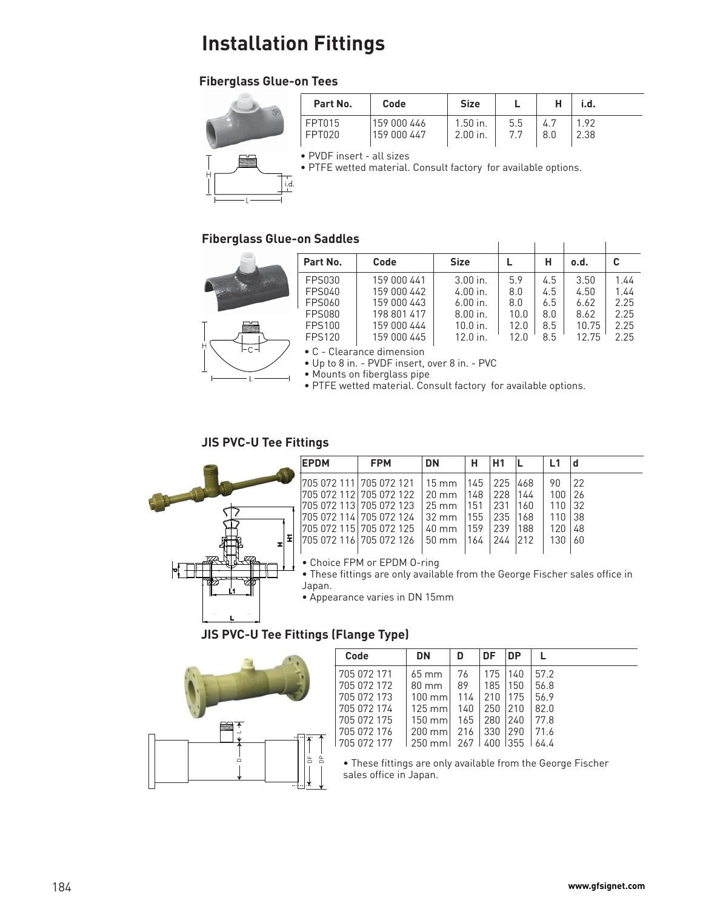# Installation Fittings

## Fiberglass Glue-on Tees

| Part No. | Code | Size | L | H | i.d. |
|---|---|---|---|---|---|
| FPT015 | 159 000 446 | 1.50 in. | 5.5 | 4.7 | 1.92 |
| FPT020 | 159 000 447 | 2.00 in. | 7.7 | 8.0 | 2.38 |

- PVDF insert - all sizes
- PTFE wetted material. Consult factory for available options.

## Fiberglass Glue-on Saddles

| Part No. | Code | Size | L | H | o.d. | C |
|---|---|---|---|---|---|---|
| FPS030 | 159 000 441 | 3.00 in. | 5.9 | 4.5 | 3.50 | 1.44 |
| FPS040 | 159 000 442 | 4.00 in. | 8.0 | 4.5 | 4.50 | 1.44 |
| FPS060 | 159 000 443 | 6.00 in. | 8.0 | 6.5 | 6.62 | 2.25 |
| FPS080 | 198 801 417 | 8.00 in. | 10.0 | 8.0 | 8.62 | 2.25 |
| FPS100 | 159 000 444 | 10.0 in. | 12.0 | 8.5 | 10.75 | 2.25 |
| FPS120 | 159 000 445 | 12.0 in. | 12.0 | 8.5 | 12.75 | 2.25 |

- C - Clearance dimension
- Up to 8 in. - PVDF insert, over 8 in. - PVC
- Mounts on fiberglass pipe
- PTFE wetted material. Consult factory for available options.

## JIS PVC-U Tee Fittings

| EPDM | FPM | DN | H | H1 | L | L1 | d |
|---|---|---|---|---|---|---|---|
| 705 072 111 | 705 072 121 | 15 mm | 145 | 225 | 468 | 90 | 22 |
| 705 072 112 | 705 072 122 | 20 mm | 148 | 228 | 144 | 100 | 26 |
| 705 072 113 | 705 072 123 | 25 mm | 151 | 231 | 160 | 110 | 32 |
| 705 072 114 | 705 072 124 | 32 mm | 155 | 235 | 168 | 110 | 38 |
| 705 072 115 | 705 072 125 | 40 mm | 159 | 239 | 188 | 120 | 48 |
| 705 072 116 | 705 072 126 | 50 mm | 164 | 244 | 212 | 130 | 60 |

- Choice FPM or EPDM O-ring
- These fittings are only available from the George Fischer sales office in Japan.
- Appearance varies in DN 15mm

## JIS PVC-U Tee Fittings (Flange Type)

| Code | DN | D | DF | DP | L |
|---|---|---|---|---|---|
| 705 072 171 | 65 mm | 76 | 175 | 140 | 57.2 |
| 705 072 172 | 80 mm | 89 | 185 | 150 | 56.8 |
| 705 072 173 | 100 mm | 114 | 210 | 175 | 56.9 |
| 705 072 174 | 125 mm | 140 | 250 | 210 | 82.0 |
| 705 072 175 | 150 mm | 165 | 280 | 240 | 77.8 |
| 705 072 176 | 200 mm | 216 | 330 | 290 | 71.6 |
| 705 072 177 | 250 mm | 267 | 400 | 355 | 64.4 |

- These fittings are only available from the George Fischer sales office in Japan.

www.gfsignet.com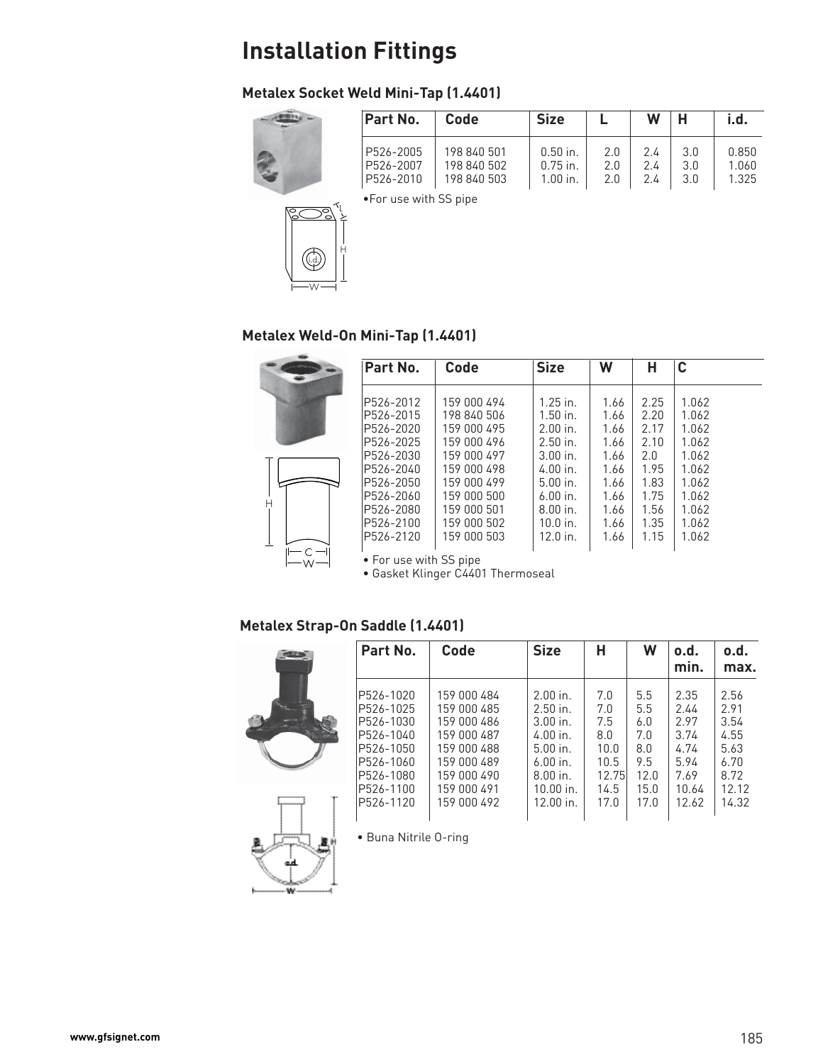# Installation Fittings

### Metalex Socket Weld Mini-Tap (1.4401)

| Part No. | Code | Size | L | W | H | i.d. |
|---|---|---|---|---|---|---|
| P526-2005 | 198 840 501 | 0.50 in. | 2.0 | 2.4 | 3.0 | 0.850 |
| P526-2007 | 198 840 502 | 0.75 in. | 2.0 | 2.4 | 3.0 | 1.060 |
| P526-2010 | 198 840 503 | 1.00 in. | 2.0 | 2.4 | 3.0 | 1.325 |

- For use with SS pipe

### Metalex Weld-On Mini-Tap (1.4401)

| Part No. | Code | Size | W | H | C |
|---|---|---|---|---|---|
| P526-2012 | 159 000 494 | 1.25 in. | 1.66 | 2.25 | 1.062 |
| P526-2015 | 198 840 506 | 1.50 in. | 1.66 | 2.20 | 1.062 |
| P526-2020 | 159 000 495 | 2.00 in. | 1.66 | 2.17 | 1.062 |
| P526-2025 | 159 000 496 | 2.50 in. | 1.66 | 2.10 | 1.062 |
| P526-2030 | 159 000 497 | 3.00 in. | 1.66 | 2.0 | 1.062 |
| P526-2040 | 159 000 498 | 4.00 in. | 1.66 | 1.95 | 1.062 |
| P526-2050 | 159 000 499 | 5.00 in. | 1.66 | 1.83 | 1.062 |
| P526-2060 | 159 000 500 | 6.00 in. | 1.66 | 1.75 | 1.062 |
| P526-2080 | 159 000 501 | 8.00 in. | 1.66 | 1.56 | 1.062 |
| P526-2100 | 159 000 502 | 10.0 in. | 1.66 | 1.35 | 1.062 |
| P526-2120 | 159 000 503 | 12.0 in. | 1.66 | 1.15 | 1.062 |

- For use with SS pipe
- Gasket Klinger C4401 Thermoseal

### Metalex Strap-On Saddle (1.4401)

| Part No. | Code | Size | H | W | o.d. min. | o.d. max. |
|---|---|---|---|---|---|---|
| P526-1020 | 159 000 484 | 2.00 in. | 7.0 | 5.5 | 2.35 | 2.56 |
| P526-1025 | 159 000 485 | 2.50 in. | 7.0 | 5.5 | 2.44 | 2.91 |
| P526-1030 | 159 000 486 | 3.00 in. | 7.5 | 6.0 | 2.97 | 3.54 |
| P526-1040 | 159 000 487 | 4.00 in. | 8.0 | 7.0 | 3.74 | 4.55 |
| P526-1050 | 159 000 488 | 5.00 in. | 10.0 | 8.0 | 4.74 | 5.63 |
| P526-1060 | 159 000 489 | 6.00 in. | 10.5 | 9.5 | 5.94 | 6.70 |
| P526-1080 | 159 000 490 | 8.00 in. | 12.75 | 12.0 | 7.69 | 8.72 |
| P526-1100 | 159 000 491 | 10.00 in. | 14.5 | 15.0 | 10.64 | 12.12 |
| P526-1120 | 159 000 492 | 12.00 in. | 17.0 | 17.0 | 12.62 | 14.32 |

- Buna Nitrile O-ring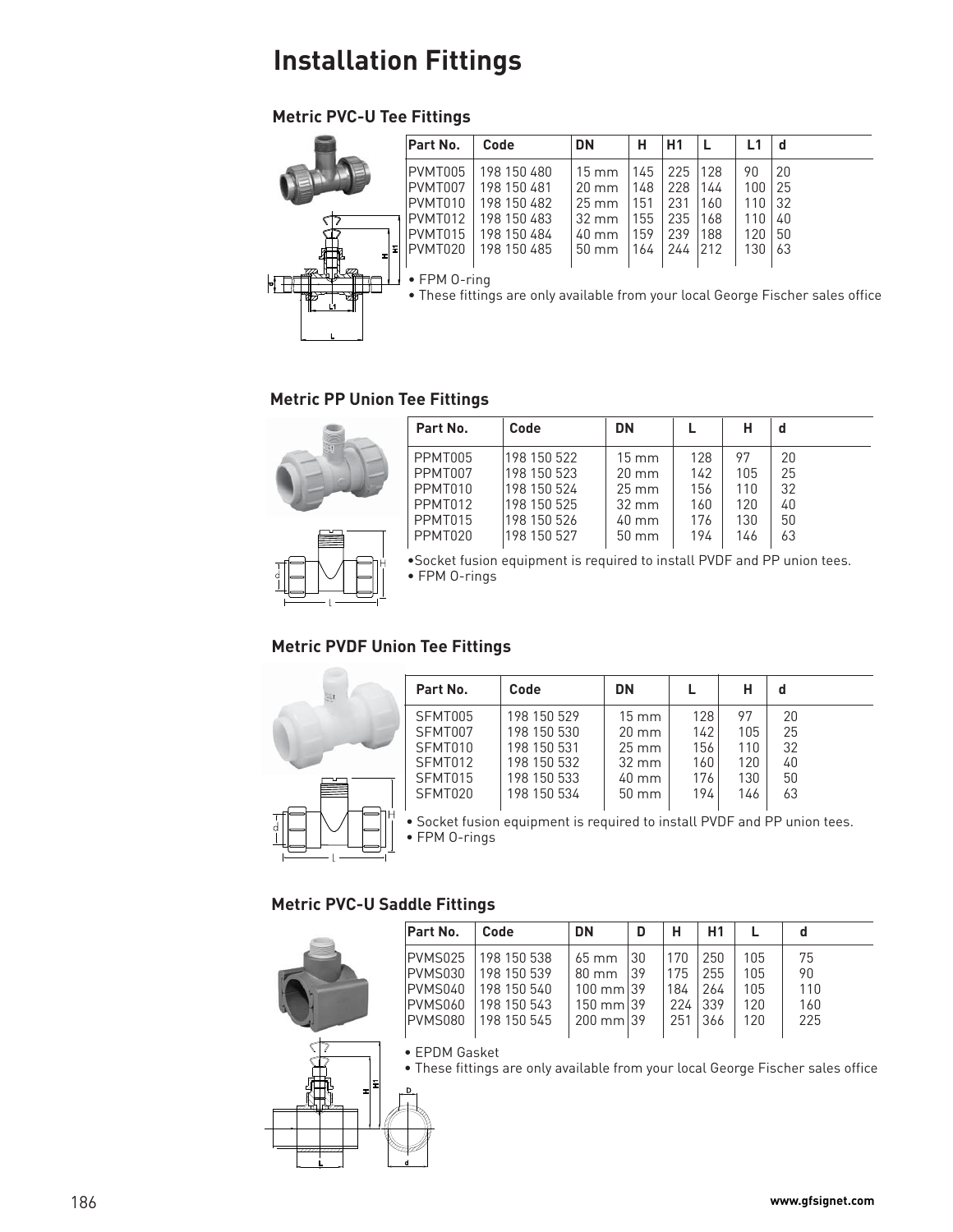# Installation Fittings

## Metric PVC-U Tee Fittings

| Part No. | Code | DN | H | H1 | L | L1 | d |
|---|---|---|---|---|---|---|---|
| PVMT005 | 198 150 480 | 15 mm | 145 | 225 | 128 | 90 | 20 |
| PVMT007 | 198 150 481 | 20 mm | 148 | 228 | 144 | 100 | 25 |
| PVMT010 | 198 150 482 | 25 mm | 151 | 231 | 160 | 110 | 32 |
| PVMT012 | 198 150 483 | 32 mm | 155 | 235 | 168 | 110 | 40 |
| PVMT015 | 198 150 484 | 40 mm | 159 | 239 | 188 | 120 | 50 |
| PVMT020 | 198 150 485 | 50 mm | 164 | 244 | 212 | 130 | 63 |

- FPM O-ring
- These fittings are only available from your local George Fischer sales office

## Metric PP Union Tee Fittings

| Part No. | Code | DN | L | H | d |
|---|---|---|---|---|---|
| PPMT005 | 198 150 522 | 15 mm | 128 | 97 | 20 |
| PPMT007 | 198 150 523 | 20 mm | 142 | 105 | 25 |
| PPMT010 | 198 150 524 | 25 mm | 156 | 110 | 32 |
| PPMT012 | 198 150 525 | 32 mm | 160 | 120 | 40 |
| PPMT015 | 198 150 526 | 40 mm | 176 | 130 | 50 |
| PPMT020 | 198 150 527 | 50 mm | 194 | 146 | 63 |

- Socket fusion equipment is required to install PVDF and PP union tees.
- FPM O-rings

## Metric PVDF Union Tee Fittings

| Part No. | Code | DN | L | H | d |
|---|---|---|---|---|---|
| SFMT005 | 198 150 529 | 15 mm | 128 | 97 | 20 |
| SFMT007 | 198 150 530 | 20 mm | 142 | 105 | 25 |
| SFMT010 | 198 150 531 | 25 mm | 156 | 110 | 32 |
| SFMT012 | 198 150 532 | 32 mm | 160 | 120 | 40 |
| SFMT015 | 198 150 533 | 40 mm | 176 | 130 | 50 |
| SFMT020 | 198 150 534 | 50 mm | 194 | 146 | 63 |

- Socket fusion equipment is required to install PVDF and PP union tees.
- FPM O-rings

## Metric PVC-U Saddle Fittings

| Part No. | Code | DN | D | H | H1 | L | d |
|---|---|---|---|---|---|---|---|
| PVMS025 | 198 150 538 | 65 mm | 30 | 170 | 250 | 105 | 75 |
| PVMS030 | 198 150 539 | 80 mm | 39 | 175 | 255 | 105 | 90 |
| PVMS040 | 198 150 540 | 100 mm | 39 | 184 | 264 | 105 | 110 |
| PVMS060 | 198 150 543 | 150 mm | 39 | 224 | 339 | 120 | 160 |
| PVMS080 | 198 150 545 | 200 mm | 39 | 251 | 366 | 120 | 225 |

- EPDM Gasket
- These fittings are only available from your local George Fischer sales office

www.gfsignet.com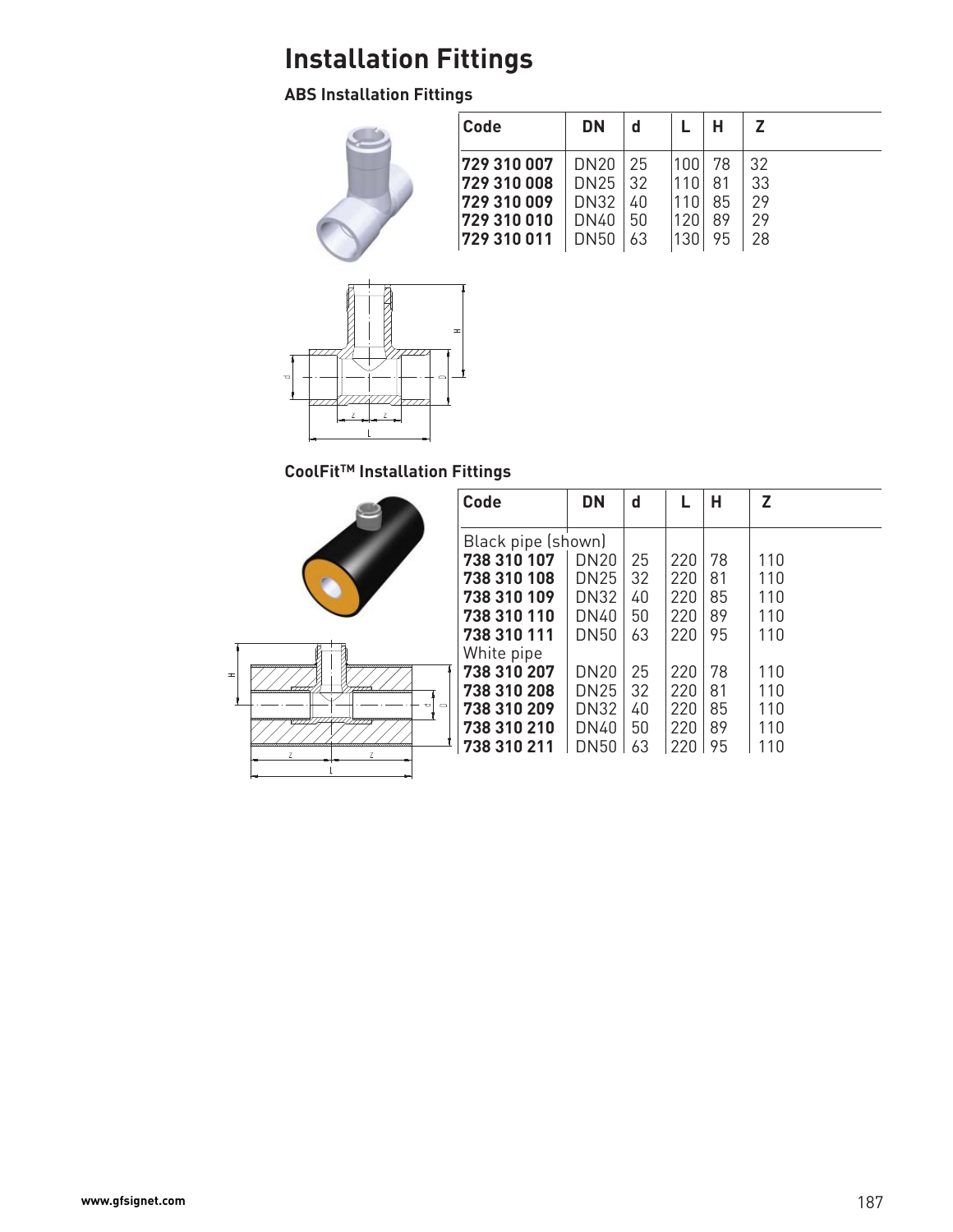# Installation Fittings

## ABS Installation Fittings

| Code | DN | d | L | H | Z |
|---|---|---|---|---|---|
| **729 310 007** | DN20 | 25 | 100 | 78 | 32 |
| **729 310 008** | DN25 | 32 | 110 | 81 | 33 |
| **729 310 009** | DN32 | 40 | 110 | 85 | 29 |
| **729 310 010** | DN40 | 50 | 120 | 89 | 29 |
| **729 310 011** | DN50 | 63 | 130 | 95 | 28 |

## CoolFit™ Installation Fittings

| Code | DN | d | L | H | Z |
|---|---|---|---|---|---|
| Black pipe (shown) | | | | | |
| **738 310 107** | DN20 | 25 | 220 | 78 | 110 |
| **738 310 108** | DN25 | 32 | 220 | 81 | 110 |
| **738 310 109** | DN32 | 40 | 220 | 85 | 110 |
| **738 310 110** | DN40 | 50 | 220 | 89 | 110 |
| **738 310 111** | DN50 | 63 | 220 | 95 | 110 |
| White pipe | | | | | |
| **738 310 207** | DN20 | 25 | 220 | 78 | 110 |
| **738 310 208** | DN25 | 32 | 220 | 81 | 110 |
| **738 310 209** | DN32 | 40 | 220 | 85 | 110 |
| **738 310 210** | DN40 | 50 | 220 | 89 | 110 |
| **738 310 211** | DN50 | 63 | 220 | 95 | 110 |

www.gfsignet.com